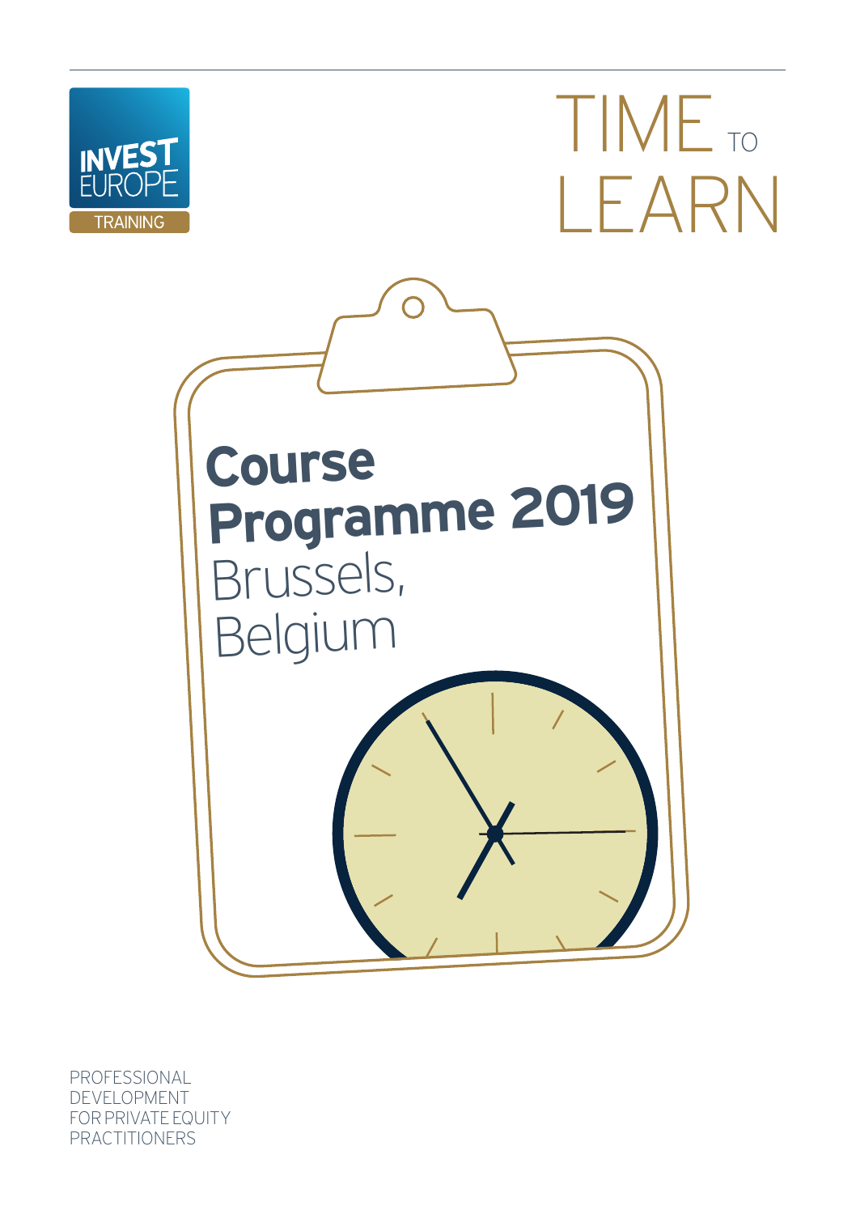INVEST EUROPE

TRAINING

# TIME TO LEARN

# Course Programme 2019

Brussels, Belgium

PROFESSIONAL DEVELOPMENT FOR PRIVATE EQUITY PRACTITIONERS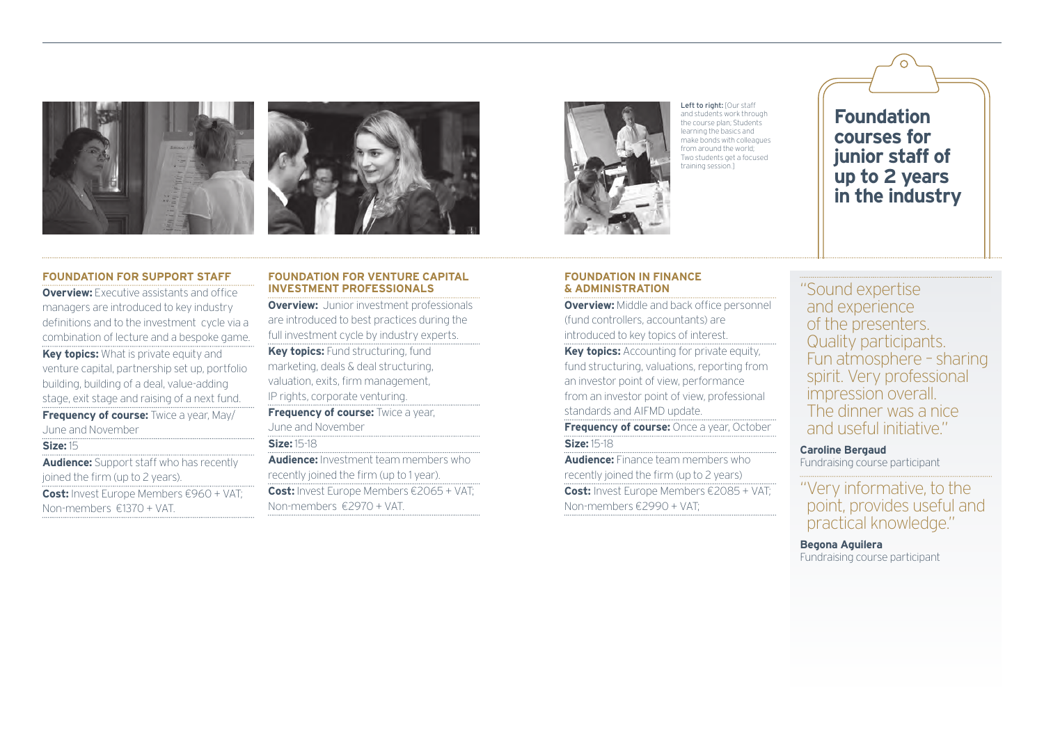Left to right: [Our staff and students work through the course plan; Students learning the basics and make bonds with colleagues from around the world; Two students get a focused training session.]

# Foundation courses for junior staff of up to 2 years in the industry

## FOUNDATION FOR SUPPORT STAFF

**Overview:** Executive assistants and office managers are introduced to key industry definitions and to the investment cycle via a combination of lecture and a bespoke game.

**Key topics:** What is private equity and venture capital, partnership set up, portfolio building, building of a deal, value-adding stage, exit stage and raising of a next fund.

**Frequency of course:** Twice a year, May/ June and November

**Size:** 15

**Audience:** Support staff who has recently joined the firm (up to 2 years).

**Cost:** Invest Europe Members €960 + VAT; Non-members €1370 + VAT.

## FOUNDATION FOR VENTURE CAPITAL INVESTMENT PROFESSIONALS

**Overview:** Junior investment professionals are introduced to best practices during the full investment cycle by industry experts.

**Key topics:** Fund structuring, fund marketing, deals & deal structuring, valuation, exits, firm management, IP rights, corporate venturing.

**Frequency of course:** Twice a year, June and November

**Size:** 15-18

**Audience:** Investment team members who recently joined the firm (up to 1 year).

**Cost:** Invest Europe Members €2065 + VAT; Non-members €2970 + VAT.

## FOUNDATION IN FINANCE & ADMINISTRATION

**Overview:** Middle and back office personnel (fund controllers, accountants) are introduced to key topics of interest.

**Key topics:** Accounting for private equity, fund structuring, valuations, reporting from an investor point of view, performance from an investor point of view, professional standards and AIFMD update.

**Frequency of course:** Once a year, October

**Size:** 15-18

**Audience:** Finance team members who recently joined the firm (up to 2 years)

**Cost:** Invest Europe Members €2085 + VAT; Non-members €2990 + VAT;

"Sound expertise and experience of the presenters. Quality participants. Fun atmosphere – sharing spirit. Very professional impression overall. The dinner was a nice and useful initiative."

**Caroline Bergaud**
Fundraising course participant

"Very informative, to the point, provides useful and practical knowledge."

**Begona Aguilera**
Fundraising course participant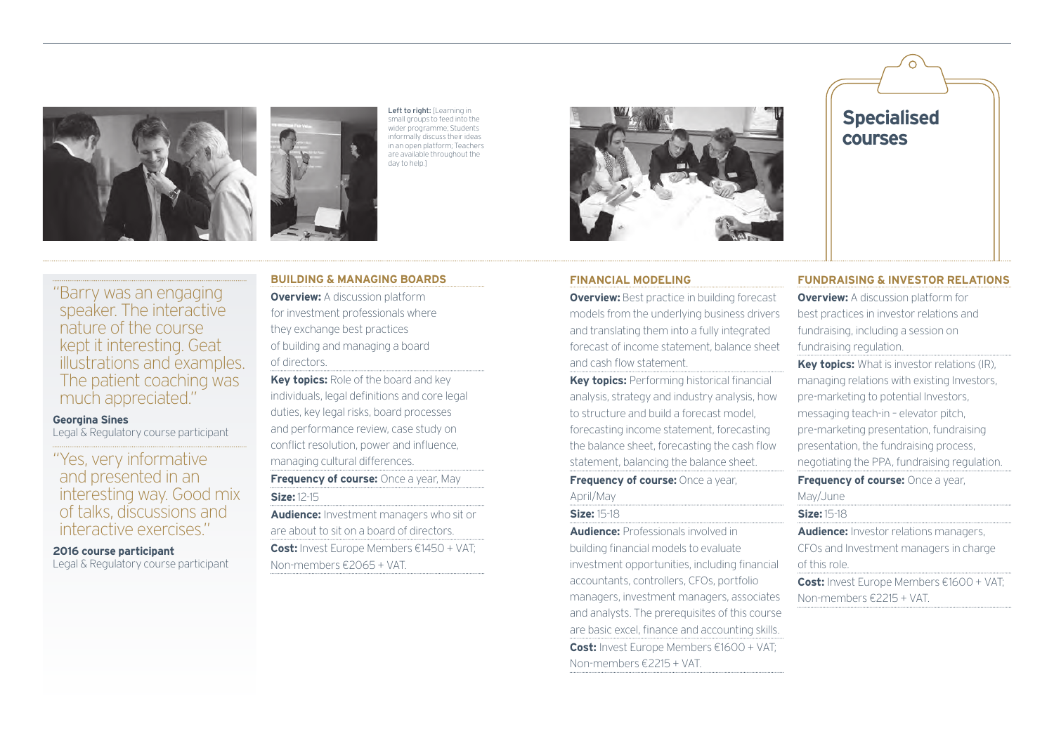Left to right: [Learning in small groups to feed into the wider programme; Students informally discuss their ideas in an open platform; Teachers are available throughout the day to help.]

## Specialised courses

"Barry was an engaging speaker. The interactive nature of the course kept it interesting. Geat illustrations and examples. The patient coaching was much appreciated."

**Georgina Sines**
Legal & Regulatory course participant

"Yes, very informative and presented in an interesting way. Good mix of talks, discussions and interactive exercises."

**2016 course participant**
Legal & Regulatory course participant

### BUILDING & MANAGING BOARDS

**Overview:** A discussion platform for investment professionals where they exchange best practices of building and managing a board of directors.

**Key topics:** Role of the board and key individuals, legal definitions and core legal duties, key legal risks, board processes and performance review, case study on conflict resolution, power and influence, managing cultural differences.

**Frequency of course:** Once a year, May

**Size:** 12-15

**Audience:** Investment managers who sit or are about to sit on a board of directors.

**Cost:** Invest Europe Members €1450 + VAT; Non-members €2065 + VAT.

### FINANCIAL MODELING

**Overview:** Best practice in building forecast models from the underlying business drivers and translating them into a fully integrated forecast of income statement, balance sheet and cash flow statement.

**Key topics:** Performing historical financial analysis, strategy and industry analysis, how to structure and build a forecast model, forecasting income statement, forecasting the balance sheet, forecasting the cash flow statement, balancing the balance sheet.

**Frequency of course:** Once a year, April/May

**Size:** 15-18

**Audience:** Professionals involved in building financial models to evaluate investment opportunities, including financial accountants, controllers, CFOs, portfolio managers, investment managers, associates and analysts. The prerequisites of this course are basic excel, finance and accounting skills.

**Cost:** Invest Europe Members €1600 + VAT; Non-members €2215 + VAT.

### FUNDRAISING & INVESTOR RELATIONS

**Overview:** A discussion platform for best practices in investor relations and fundraising, including a session on fundraising regulation.

**Key topics:** What is investor relations (IR), managing relations with existing Investors, pre-marketing to potential Investors, messaging teach-in – elevator pitch, pre-marketing presentation, fundraising presentation, the fundraising process, negotiating the PPA, fundraising regulation.

**Frequency of course:** Once a year, May/June

**Size:** 15-18

**Audience:** Investor relations managers, CFOs and Investment managers in charge of this role.

**Cost:** Invest Europe Members €1600 + VAT; Non-members €2215 + VAT.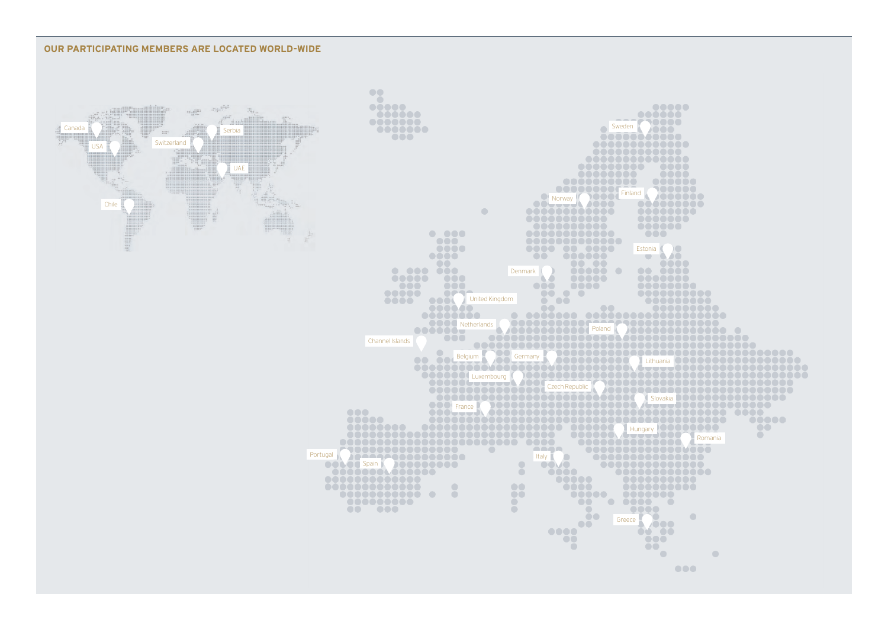## OUR PARTICIPATING MEMBERS ARE LOCATED WORLD-WIDE

Canada

USA

Switzerland

Serbia

UAE

Chile

Sweden

Norway

Finland

Estonia

Denmark

United Kingdom

Netherlands

Poland

Channel Islands

Belgium

Germany

Lithuania

Luxembourg

Czech Republic

Slovakia

France

Hungary

Romania

Portugal

Spain

Italy

Greece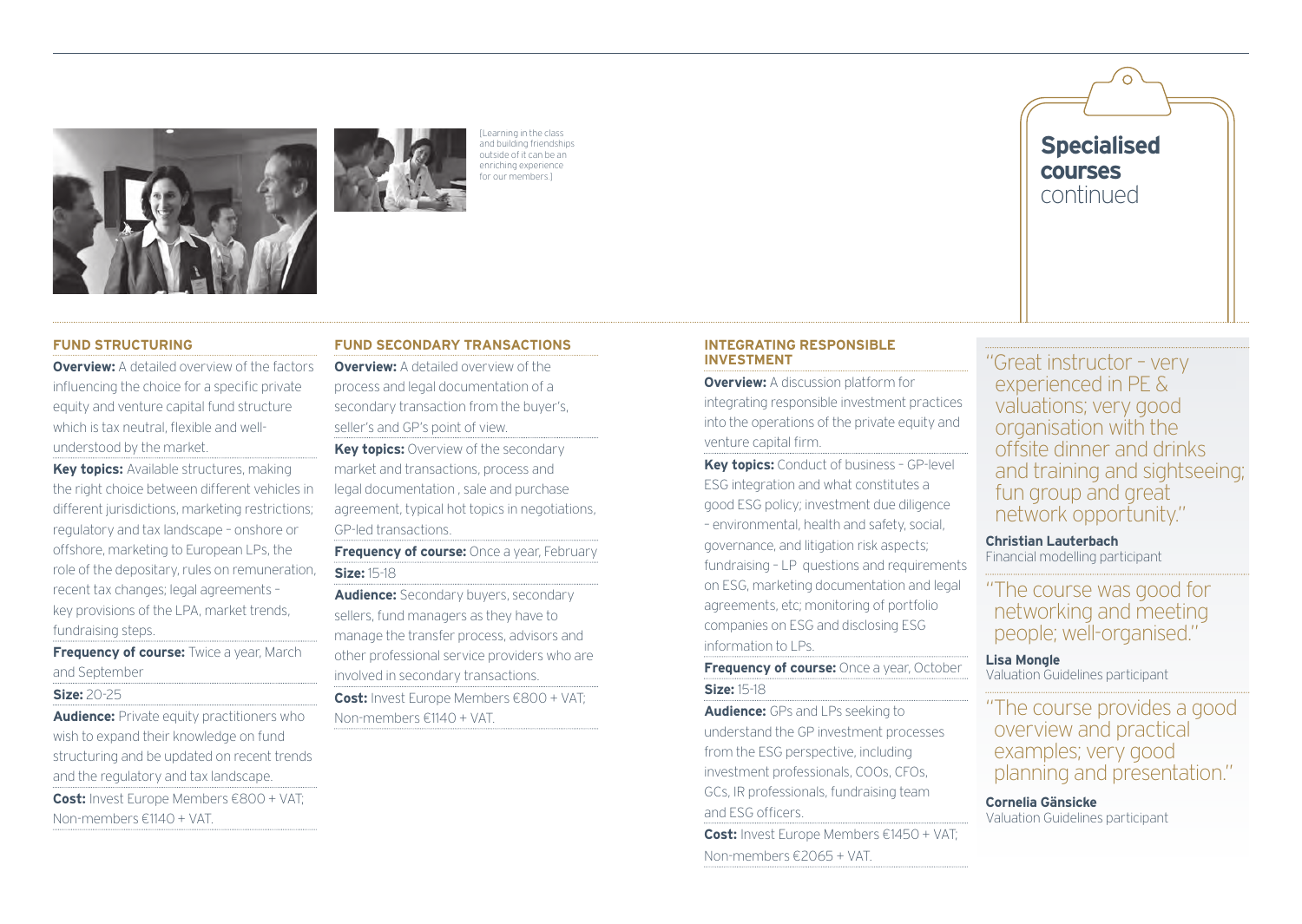[Learning in the class and building friendships outside of it can be an enriching experience for our members.]

# Specialised courses continued

## FUND STRUCTURING

**Overview:** A detailed overview of the factors influencing the choice for a specific private equity and venture capital fund structure which is tax neutral, flexible and well-understood by the market.

**Key topics:** Available structures, making the right choice between different vehicles in different jurisdictions, marketing restrictions; regulatory and tax landscape – onshore or offshore, marketing to European LPs, the role of the depositary, rules on remuneration, recent tax changes; legal agreements – key provisions of the LPA, market trends, fundraising steps.

**Frequency of course:** Twice a year, March and September

**Size:** 20-25

**Audience:** Private equity practitioners who wish to expand their knowledge on fund structuring and be updated on recent trends and the regulatory and tax landscape.

**Cost:** Invest Europe Members €800 + VAT; Non-members €1140 + VAT.

## FUND SECONDARY TRANSACTIONS

**Overview:** A detailed overview of the process and legal documentation of a secondary transaction from the buyer's, seller's and GP's point of view.

**Key topics:** Overview of the secondary market and transactions, process and legal documentation , sale and purchase agreement, typical hot topics in negotiations, GP-led transactions.

**Frequency of course:** Once a year, February

**Size:** 15-18

**Audience:** Secondary buyers, secondary sellers, fund managers as they have to manage the transfer process, advisors and other professional service providers who are involved in secondary transactions.

**Cost:** Invest Europe Members €800 + VAT; Non-members €1140 + VAT.

## INTEGRATING RESPONSIBLE INVESTMENT

**Overview:** A discussion platform for integrating responsible investment practices into the operations of the private equity and venture capital firm.

**Key topics:** Conduct of business – GP-level ESG integration and what constitutes a good ESG policy; investment due diligence – environmental, health and safety, social, governance, and litigation risk aspects; fundraising – LP questions and requirements on ESG, marketing documentation and legal agreements, etc; monitoring of portfolio companies on ESG and disclosing ESG information to LPs.

**Frequency of course:** Once a year, October

**Size:** 15-18

**Audience:** GPs and LPs seeking to understand the GP investment processes from the ESG perspective, including investment professionals, COOs, CFOs, GCs, IR professionals, fundraising team and ESG officers.

**Cost:** Invest Europe Members €1450 + VAT; Non-members €2065 + VAT.

"Great instructor – very experienced in PE & valuations; very good organisation with the offsite dinner and drinks and training and sightseeing; fun group and great network opportunity."

**Christian Lauterbach**
Financial modelling participant

"The course was good for networking and meeting people; well-organised."

**Lisa Mongle**
Valuation Guidelines participant

"The course provides a good overview and practical examples; very good planning and presentation."

**Cornelia Gänsicke**
Valuation Guidelines participant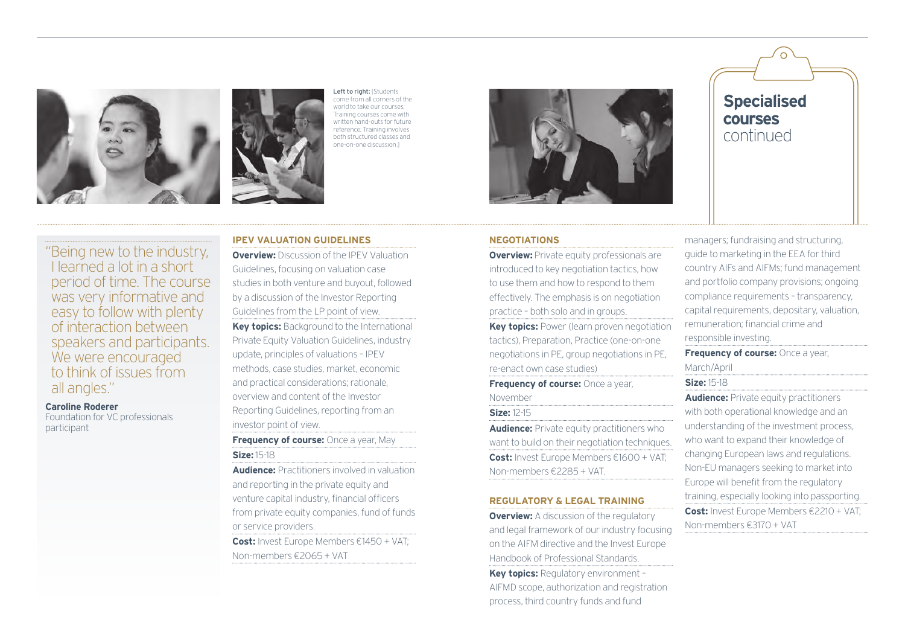## Specialised courses continued

Left to right: [Students come from all corners of the world to take our courses; Training courses come with written hand-outs for future reference; Training involves both structured classes and one-on-one discussion.]

"Being new to the industry, I learned a lot in a short period of time. The course was very informative and easy to follow with plenty of interaction between speakers and participants. We were encouraged to think of issues from all angles."

**Caroline Roderer**
Foundation for VC professionals participant

### IPEV VALUATION GUIDELINES

**Overview:** Discussion of the IPEV Valuation Guidelines, focusing on valuation case studies in both venture and buyout, followed by a discussion of the Investor Reporting Guidelines from the LP point of view.

**Key topics:** Background to the International Private Equity Valuation Guidelines, industry update, principles of valuations – IPEV methods, case studies, market, economic and practical considerations; rationale, overview and content of the Investor Reporting Guidelines, reporting from an investor point of view.

**Frequency of course:** Once a year, May

**Size:** 15-18

**Audience:** Practitioners involved in valuation and reporting in the private equity and venture capital industry, financial officers from private equity companies, fund of funds or service providers.

**Cost:** Invest Europe Members €1450 + VAT; Non-members €2065 + VAT

### NEGOTIATIONS

**Overview:** Private equity professionals are introduced to key negotiation tactics, how to use them and how to respond to them effectively. The emphasis is on negotiation practice – both solo and in groups.

**Key topics:** Power (learn proven negotiation tactics), Preparation, Practice (one-on-one negotiations in PE, group negotiations in PE, re-enact own case studies)

**Frequency of course:** Once a year, November

**Size:** 12-15

**Audience:** Private equity practitioners who want to build on their negotiation techniques.

**Cost:** Invest Europe Members €1600 + VAT; Non-members €2285 + VAT.

### REGULATORY & LEGAL TRAINING

**Overview:** A discussion of the regulatory and legal framework of our industry focusing on the AIFM directive and the Invest Europe Handbook of Professional Standards.

**Key topics:** Regulatory environment – AIFMD scope, authorization and registration process, third country funds and fund managers; fundraising and structuring, guide to marketing in the EEA for third country AIFs and AIFMs; fund management and portfolio company provisions; ongoing compliance requirements – transparency, capital requirements, depositary, valuation, remuneration; financial crime and responsible investing.

**Frequency of course:** Once a year, March/April

**Size:** 15-18

**Audience:** Private equity practitioners with both operational knowledge and an understanding of the investment process, who want to expand their knowledge of changing European laws and regulations. Non-EU managers seeking to market into Europe will benefit from the regulatory training, especially looking into passporting.

**Cost:** Invest Europe Members €2210 + VAT; Non-members €3170 + VAT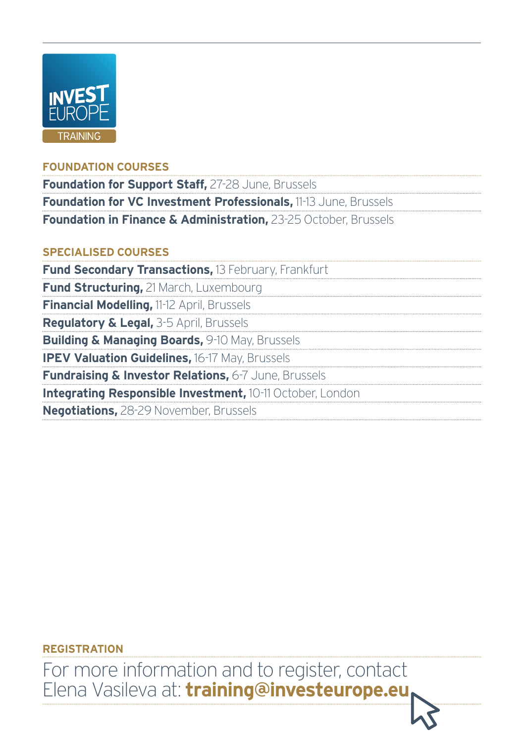INVEST EUROPE TRAINING

## FOUNDATION COURSES

**Foundation for Support Staff,** 27-28 June, Brussels

**Foundation for VC Investment Professionals,** 11-13 June, Brussels

**Foundation in Finance & Administration,** 23-25 October, Brussels

## SPECIALISED COURSES

**Fund Secondary Transactions,** 13 February, Frankfurt

**Fund Structuring,** 21 March, Luxembourg

**Financial Modelling,** 11-12 April, Brussels

**Regulatory & Legal,** 3-5 April, Brussels

**Building & Managing Boards,** 9-10 May, Brussels

**IPEV Valuation Guidelines,** 16-17 May, Brussels

**Fundraising & Investor Relations,** 6-7 June, Brussels

**Integrating Responsible Investment,** 10-11 October, London

**Negotiations,** 28-29 November, Brussels

## REGISTRATION

For more information and to register, contact Elena Vasileva at: **training@investeurope.eu**